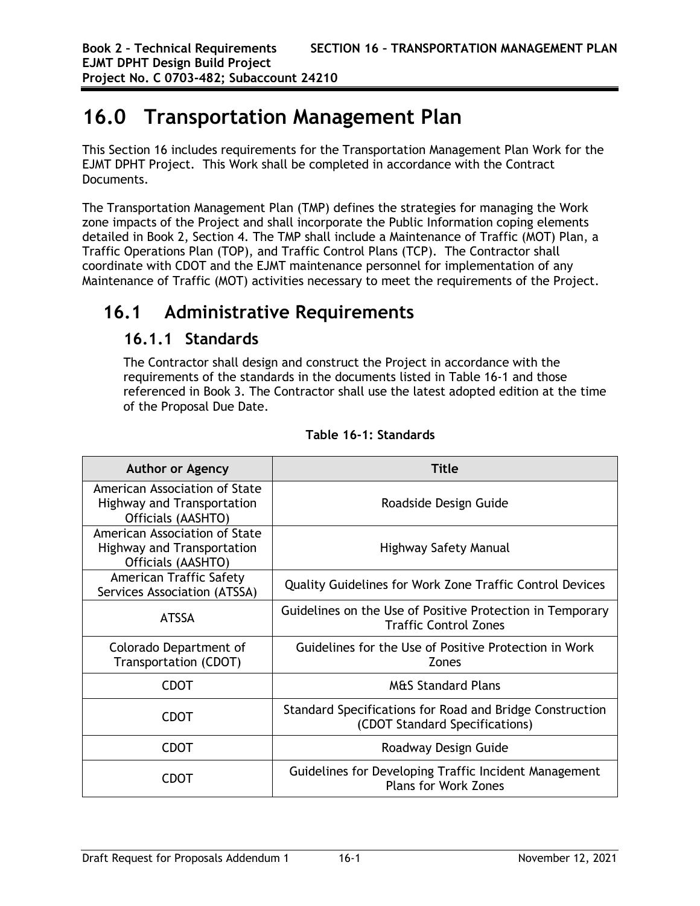# 16.0 Transportation Management Plan

This Section 16 includes requirements for the Transportation Management Plan Work for the EJMT DPHT Project. This Work shall be completed in accordance with the Contract Documents.

The Transportation Management Plan (TMP) defines the strategies for managing the Work zone impacts of the Project and shall incorporate the Public Information coping elements detailed in Book 2, Section 4. The TMP shall include a Maintenance of Traffic (MOT) Plan, a Traffic Operations Plan (TOP), and Traffic Control Plans (TCP). The Contractor shall coordinate with CDOT and the EJMT maintenance personnel for implementation of any Maintenance of Traffic (MOT) activities necessary to meet the requirements of the Project.

## 16.1 Administrative Requirements

### 16.1.1 Standards

The Contractor shall design and construct the Project in accordance with the requirements of the standards in the documents listed in Table 16-1 and those referenced in Book 3. The Contractor shall use the latest adopted edition at the time of the Proposal Due Date.

**Table 16-1: Standards**

| Author or Agency | Title |
|---|---|
| American Association of State Highway and Transportation Officials (AASHTO) | Roadside Design Guide |
| American Association of State Highway and Transportation Officials (AASHTO) | Highway Safety Manual |
| American Traffic Safety Services Association (ATSSA) | Quality Guidelines for Work Zone Traffic Control Devices |
| ATSSA | Guidelines on the Use of Positive Protection in Temporary Traffic Control Zones |
| Colorado Department of Transportation (CDOT) | Guidelines for the Use of Positive Protection in Work Zones |
| CDOT | M&S Standard Plans |
| CDOT | Standard Specifications for Road and Bridge Construction (CDOT Standard Specifications) |
| CDOT | Roadway Design Guide |
| CDOT | Guidelines for Developing Traffic Incident Management Plans for Work Zones |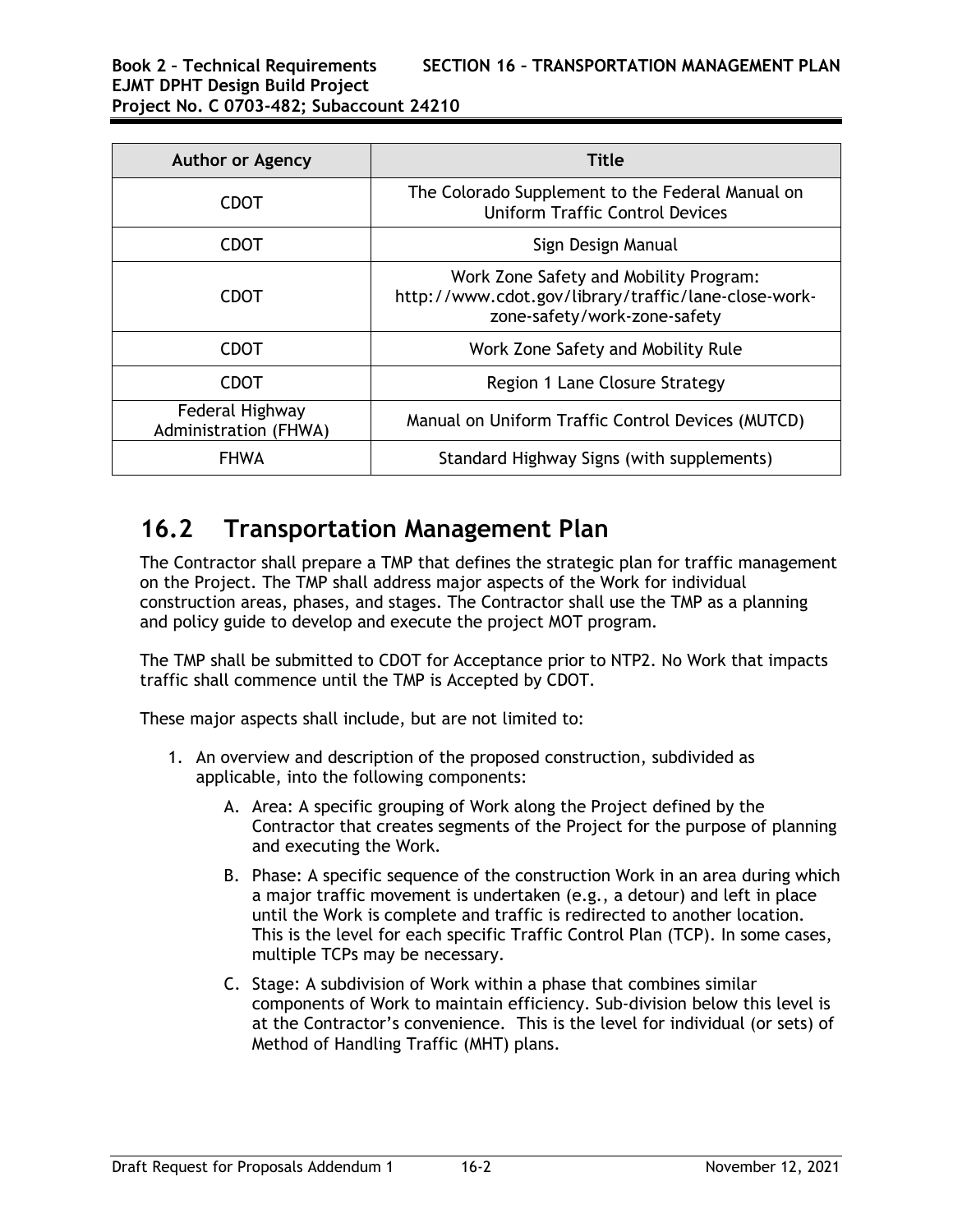| Author or Agency | Title |
| --- | --- |
| CDOT | The Colorado Supplement to the Federal Manual on Uniform Traffic Control Devices |
| CDOT | Sign Design Manual |
| CDOT | Work Zone Safety and Mobility Program: http://www.cdot.gov/library/traffic/lane-close-work-zone-safety/work-zone-safety |
| CDOT | Work Zone Safety and Mobility Rule |
| CDOT | Region 1 Lane Closure Strategy |
| Federal Highway Administration (FHWA) | Manual on Uniform Traffic Control Devices (MUTCD) |
| FHWA | Standard Highway Signs (with supplements) |

## 16.2 Transportation Management Plan

The Contractor shall prepare a TMP that defines the strategic plan for traffic management on the Project. The TMP shall address major aspects of the Work for individual construction areas, phases, and stages. The Contractor shall use the TMP as a planning and policy guide to develop and execute the project MOT program.

The TMP shall be submitted to CDOT for Acceptance prior to NTP2. No Work that impacts traffic shall commence until the TMP is Accepted by CDOT.

These major aspects shall include, but are not limited to:

1. An overview and description of the proposed construction, subdivided as applicable, into the following components:
   - A. Area: A specific grouping of Work along the Project defined by the Contractor that creates segments of the Project for the purpose of planning and executing the Work.
   - B. Phase: A specific sequence of the construction Work in an area during which a major traffic movement is undertaken (e.g., a detour) and left in place until the Work is complete and traffic is redirected to another location. This is the level for each specific Traffic Control Plan (TCP). In some cases, multiple TCPs may be necessary.
   - C. Stage: A subdivision of Work within a phase that combines similar components of Work to maintain efficiency. Sub-division below this level is at the Contractor's convenience. This is the level for individual (or sets) of Method of Handling Traffic (MHT) plans.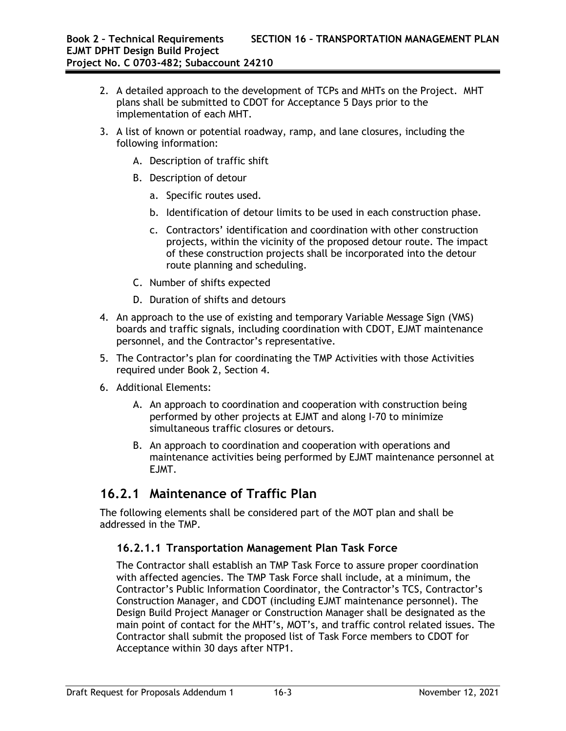2. A detailed approach to the development of TCPs and MHTs on the Project. MHT plans shall be submitted to CDOT for Acceptance 5 Days prior to the implementation of each MHT.

3. A list of known or potential roadway, ramp, and lane closures, including the following information:

   A. Description of traffic shift

   B. Description of detour

      a. Specific routes used.

      b. Identification of detour limits to be used in each construction phase.

      c. Contractors' identification and coordination with other construction projects, within the vicinity of the proposed detour route. The impact of these construction projects shall be incorporated into the detour route planning and scheduling.

   C. Number of shifts expected

   D. Duration of shifts and detours

4. An approach to the use of existing and temporary Variable Message Sign (VMS) boards and traffic signals, including coordination with CDOT, EJMT maintenance personnel, and the Contractor's representative.

5. The Contractor's plan for coordinating the TMP Activities with those Activities required under Book 2, Section 4.

6. Additional Elements:

   A. An approach to coordination and cooperation with construction being performed by other projects at EJMT and along I-70 to minimize simultaneous traffic closures or detours.

   B. An approach to coordination and cooperation with operations and maintenance activities being performed by EJMT maintenance personnel at EJMT.

## 16.2.1 Maintenance of Traffic Plan

The following elements shall be considered part of the MOT plan and shall be addressed in the TMP.

### 16.2.1.1 Transportation Management Plan Task Force

The Contractor shall establish an TMP Task Force to assure proper coordination with affected agencies. The TMP Task Force shall include, at a minimum, the Contractor's Public Information Coordinator, the Contractor's TCS, Contractor's Construction Manager, and CDOT (including EJMT maintenance personnel). The Design Build Project Manager or Construction Manager shall be designated as the main point of contact for the MHT's, MOT's, and traffic control related issues. The Contractor shall submit the proposed list of Task Force members to CDOT for Acceptance within 30 days after NTP1.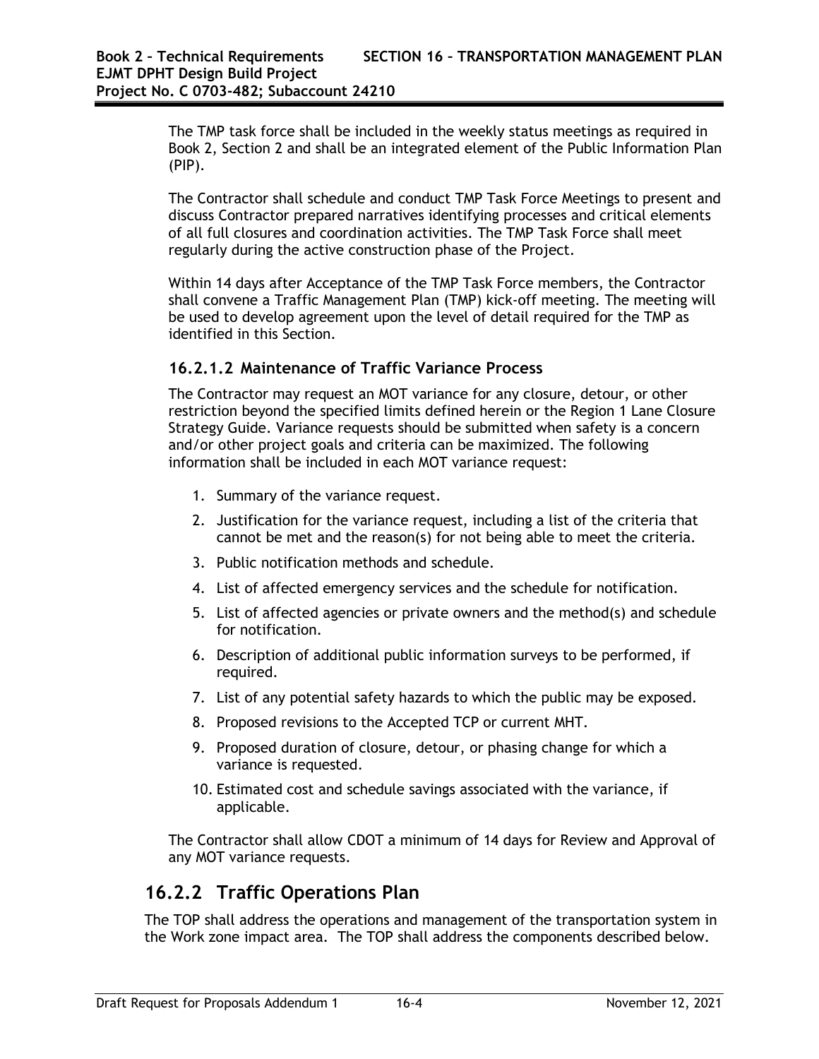The TMP task force shall be included in the weekly status meetings as required in Book 2, Section 2 and shall be an integrated element of the Public Information Plan (PIP).

The Contractor shall schedule and conduct TMP Task Force Meetings to present and discuss Contractor prepared narratives identifying processes and critical elements of all full closures and coordination activities. The TMP Task Force shall meet regularly during the active construction phase of the Project.

Within 14 days after Acceptance of the TMP Task Force members, the Contractor shall convene a Traffic Management Plan (TMP) kick-off meeting. The meeting will be used to develop agreement upon the level of detail required for the TMP as identified in this Section.

### 16.2.1.2 Maintenance of Traffic Variance Process

The Contractor may request an MOT variance for any closure, detour, or other restriction beyond the specified limits defined herein or the Region 1 Lane Closure Strategy Guide. Variance requests should be submitted when safety is a concern and/or other project goals and criteria can be maximized. The following information shall be included in each MOT variance request:

1. Summary of the variance request.
2. Justification for the variance request, including a list of the criteria that cannot be met and the reason(s) for not being able to meet the criteria.
3. Public notification methods and schedule.
4. List of affected emergency services and the schedule for notification.
5. List of affected agencies or private owners and the method(s) and schedule for notification.
6. Description of additional public information surveys to be performed, if required.
7. List of any potential safety hazards to which the public may be exposed.
8. Proposed revisions to the Accepted TCP or current MHT.
9. Proposed duration of closure, detour, or phasing change for which a variance is requested.
10. Estimated cost and schedule savings associated with the variance, if applicable.

The Contractor shall allow CDOT a minimum of 14 days for Review and Approval of any MOT variance requests.

## 16.2.2 Traffic Operations Plan

The TOP shall address the operations and management of the transportation system in the Work zone impact area. The TOP shall address the components described below.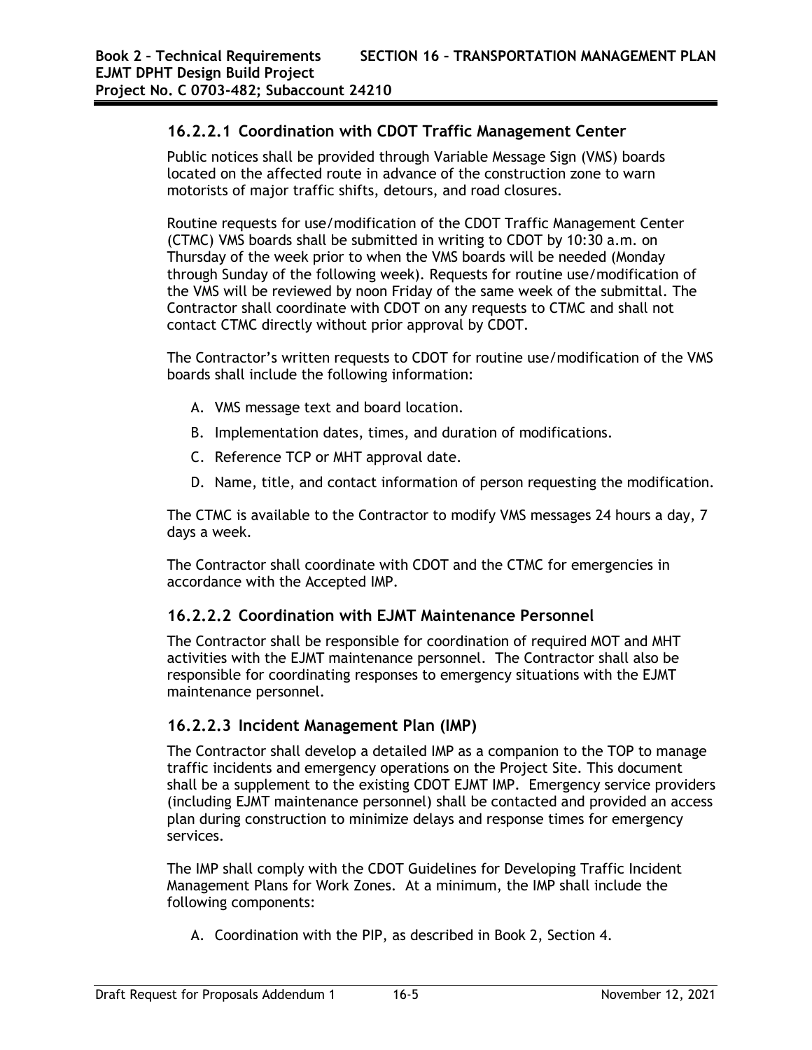### 16.2.2.1 Coordination with CDOT Traffic Management Center

Public notices shall be provided through Variable Message Sign (VMS) boards located on the affected route in advance of the construction zone to warn motorists of major traffic shifts, detours, and road closures.

Routine requests for use/modification of the CDOT Traffic Management Center (CTMC) VMS boards shall be submitted in writing to CDOT by 10:30 a.m. on Thursday of the week prior to when the VMS boards will be needed (Monday through Sunday of the following week). Requests for routine use/modification of the VMS will be reviewed by noon Friday of the same week of the submittal. The Contractor shall coordinate with CDOT on any requests to CTMC and shall not contact CTMC directly without prior approval by CDOT.

The Contractor's written requests to CDOT for routine use/modification of the VMS boards shall include the following information:

A. VMS message text and board location.
B. Implementation dates, times, and duration of modifications.
C. Reference TCP or MHT approval date.
D. Name, title, and contact information of person requesting the modification.

The CTMC is available to the Contractor to modify VMS messages 24 hours a day, 7 days a week.

The Contractor shall coordinate with CDOT and the CTMC for emergencies in accordance with the Accepted IMP.

### 16.2.2.2 Coordination with EJMT Maintenance Personnel

The Contractor shall be responsible for coordination of required MOT and MHT activities with the EJMT maintenance personnel. The Contractor shall also be responsible for coordinating responses to emergency situations with the EJMT maintenance personnel.

### 16.2.2.3 Incident Management Plan (IMP)

The Contractor shall develop a detailed IMP as a companion to the TOP to manage traffic incidents and emergency operations on the Project Site. This document shall be a supplement to the existing CDOT EJMT IMP. Emergency service providers (including EJMT maintenance personnel) shall be contacted and provided an access plan during construction to minimize delays and response times for emergency services.

The IMP shall comply with the CDOT Guidelines for Developing Traffic Incident Management Plans for Work Zones. At a minimum, the IMP shall include the following components:

A. Coordination with the PIP, as described in Book 2, Section 4.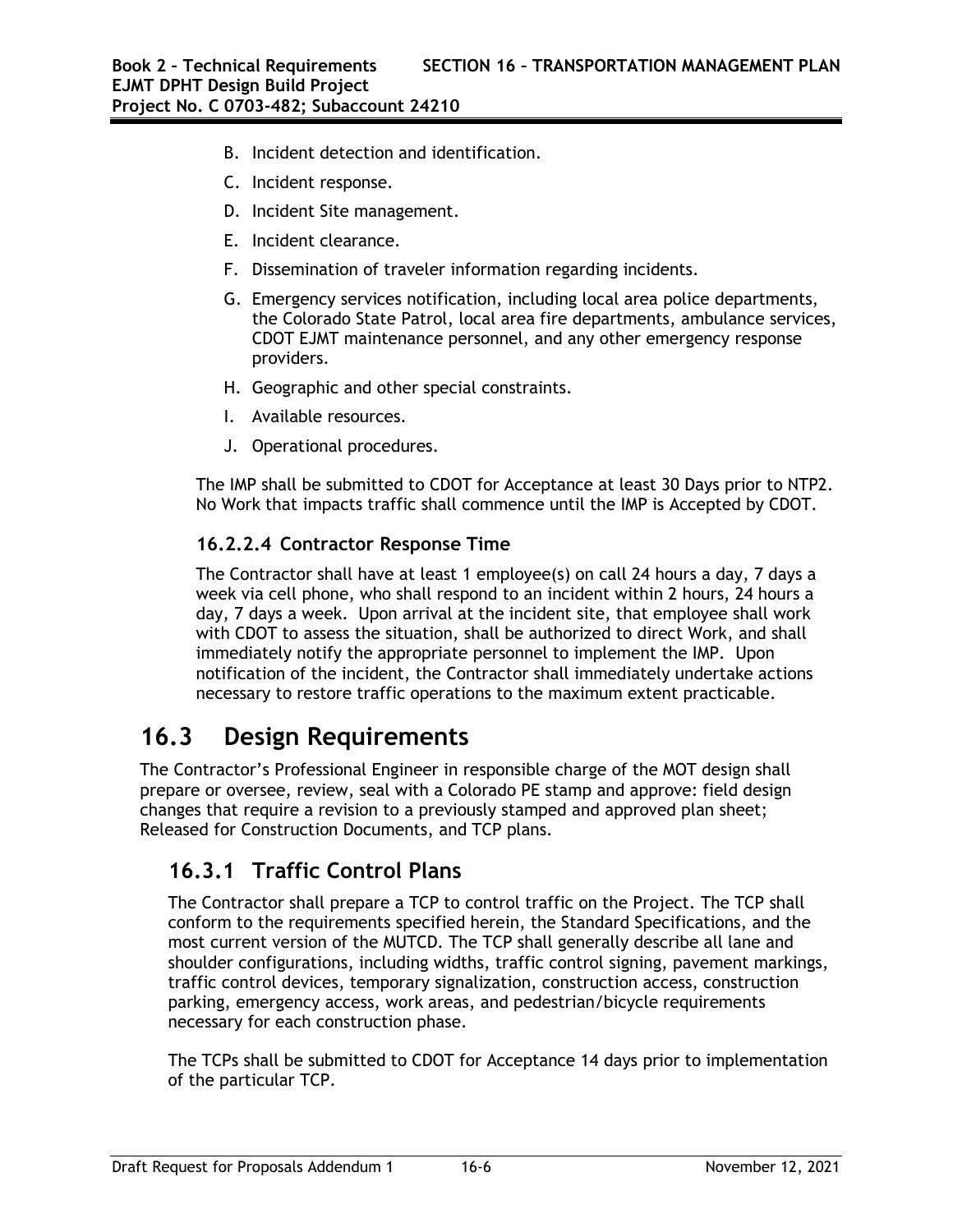B. Incident detection and identification.

C. Incident response.

D. Incident Site management.

E. Incident clearance.

F. Dissemination of traveler information regarding incidents.

G. Emergency services notification, including local area police departments, the Colorado State Patrol, local area fire departments, ambulance services, CDOT EJMT maintenance personnel, and any other emergency response providers.

H. Geographic and other special constraints.

I. Available resources.

J. Operational procedures.

The IMP shall be submitted to CDOT for Acceptance at least 30 Days prior to NTP2. No Work that impacts traffic shall commence until the IMP is Accepted by CDOT.

### 16.2.2.4 Contractor Response Time

The Contractor shall have at least 1 employee(s) on call 24 hours a day, 7 days a week via cell phone, who shall respond to an incident within 2 hours, 24 hours a day, 7 days a week. Upon arrival at the incident site, that employee shall work with CDOT to assess the situation, shall be authorized to direct Work, and shall immediately notify the appropriate personnel to implement the IMP. Upon notification of the incident, the Contractor shall immediately undertake actions necessary to restore traffic operations to the maximum extent practicable.

# 16.3 Design Requirements

The Contractor's Professional Engineer in responsible charge of the MOT design shall prepare or oversee, review, seal with a Colorado PE stamp and approve: field design changes that require a revision to a previously stamped and approved plan sheet; Released for Construction Documents, and TCP plans.

## 16.3.1 Traffic Control Plans

The Contractor shall prepare a TCP to control traffic on the Project. The TCP shall conform to the requirements specified herein, the Standard Specifications, and the most current version of the MUTCD. The TCP shall generally describe all lane and shoulder configurations, including widths, traffic control signing, pavement markings, traffic control devices, temporary signalization, construction access, construction parking, emergency access, work areas, and pedestrian/bicycle requirements necessary for each construction phase.

The TCPs shall be submitted to CDOT for Acceptance 14 days prior to implementation of the particular TCP.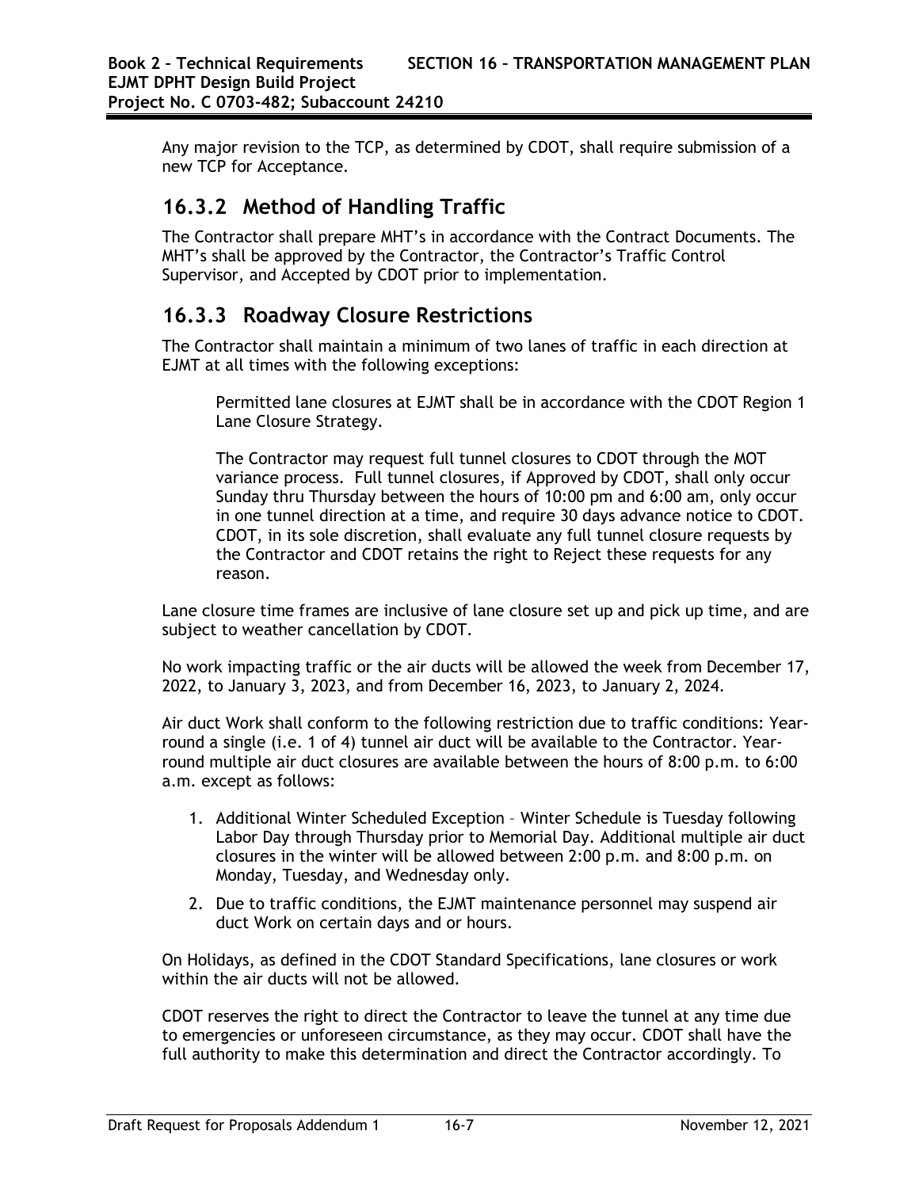Any major revision to the TCP, as determined by CDOT, shall require submission of a new TCP for Acceptance.

## 16.3.2 Method of Handling Traffic

The Contractor shall prepare MHT's in accordance with the Contract Documents. The MHT's shall be approved by the Contractor, the Contractor's Traffic Control Supervisor, and Accepted by CDOT prior to implementation.

## 16.3.3 Roadway Closure Restrictions

The Contractor shall maintain a minimum of two lanes of traffic in each direction at EJMT at all times with the following exceptions:

> Permitted lane closures at EJMT shall be in accordance with the CDOT Region 1 Lane Closure Strategy.
>
> The Contractor may request full tunnel closures to CDOT through the MOT variance process. Full tunnel closures, if Approved by CDOT, shall only occur Sunday thru Thursday between the hours of 10:00 pm and 6:00 am, only occur in one tunnel direction at a time, and require 30 days advance notice to CDOT. CDOT, in its sole discretion, shall evaluate any full tunnel closure requests by the Contractor and CDOT retains the right to Reject these requests for any reason.

Lane closure time frames are inclusive of lane closure set up and pick up time, and are subject to weather cancellation by CDOT.

No work impacting traffic or the air ducts will be allowed the week from December 17, 2022, to January 3, 2023, and from December 16, 2023, to January 2, 2024.

Air duct Work shall conform to the following restriction due to traffic conditions: Year-round a single (i.e. 1 of 4) tunnel air duct will be available to the Contractor. Year-round multiple air duct closures are available between the hours of 8:00 p.m. to 6:00 a.m. except as follows:

1. Additional Winter Scheduled Exception – Winter Schedule is Tuesday following Labor Day through Thursday prior to Memorial Day. Additional multiple air duct closures in the winter will be allowed between 2:00 p.m. and 8:00 p.m. on Monday, Tuesday, and Wednesday only.
2. Due to traffic conditions, the EJMT maintenance personnel may suspend air duct Work on certain days and or hours.

On Holidays, as defined in the CDOT Standard Specifications, lane closures or work within the air ducts will not be allowed.

CDOT reserves the right to direct the Contractor to leave the tunnel at any time due to emergencies or unforeseen circumstance, as they may occur. CDOT shall have the full authority to make this determination and direct the Contractor accordingly. To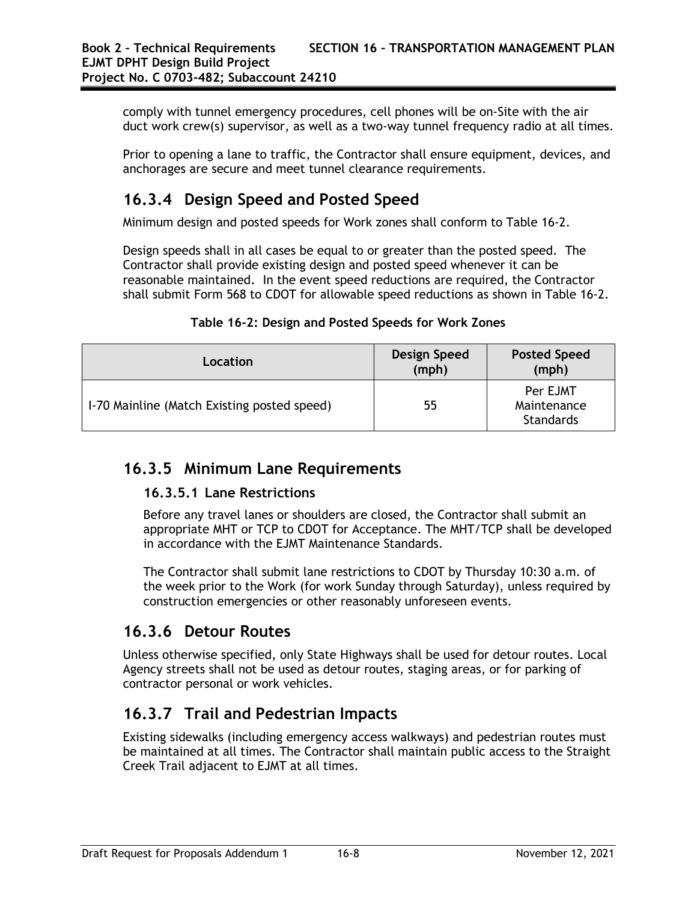comply with tunnel emergency procedures, cell phones will be on-Site with the air duct work crew(s) supervisor, as well as a two-way tunnel frequency radio at all times.

Prior to opening a lane to traffic, the Contractor shall ensure equipment, devices, and anchorages are secure and meet tunnel clearance requirements.

## 16.3.4 Design Speed and Posted Speed

Minimum design and posted speeds for Work zones shall conform to Table 16-2.

Design speeds shall in all cases be equal to or greater than the posted speed. The Contractor shall provide existing design and posted speed whenever it can be reasonable maintained. In the event speed reductions are required, the Contractor shall submit Form 568 to CDOT for allowable speed reductions as shown in Table 16-2.

**Table 16-2: Design and Posted Speeds for Work Zones**

| Location | Design Speed (mph) | Posted Speed (mph) |
|---|---|---|
| I-70 Mainline (Match Existing posted speed) | 55 | Per EJMT Maintenance Standards |

## 16.3.5 Minimum Lane Requirements

### 16.3.5.1 Lane Restrictions

Before any travel lanes or shoulders are closed, the Contractor shall submit an appropriate MHT or TCP to CDOT for Acceptance. The MHT/TCP shall be developed in accordance with the EJMT Maintenance Standards.

The Contractor shall submit lane restrictions to CDOT by Thursday 10:30 a.m. of the week prior to the Work (for work Sunday through Saturday), unless required by construction emergencies or other reasonably unforeseen events.

## 16.3.6 Detour Routes

Unless otherwise specified, only State Highways shall be used for detour routes. Local Agency streets shall not be used as detour routes, staging areas, or for parking of contractor personal or work vehicles.

## 16.3.7 Trail and Pedestrian Impacts

Existing sidewalks (including emergency access walkways) and pedestrian routes must be maintained at all times. The Contractor shall maintain public access to the Straight Creek Trail adjacent to EJMT at all times.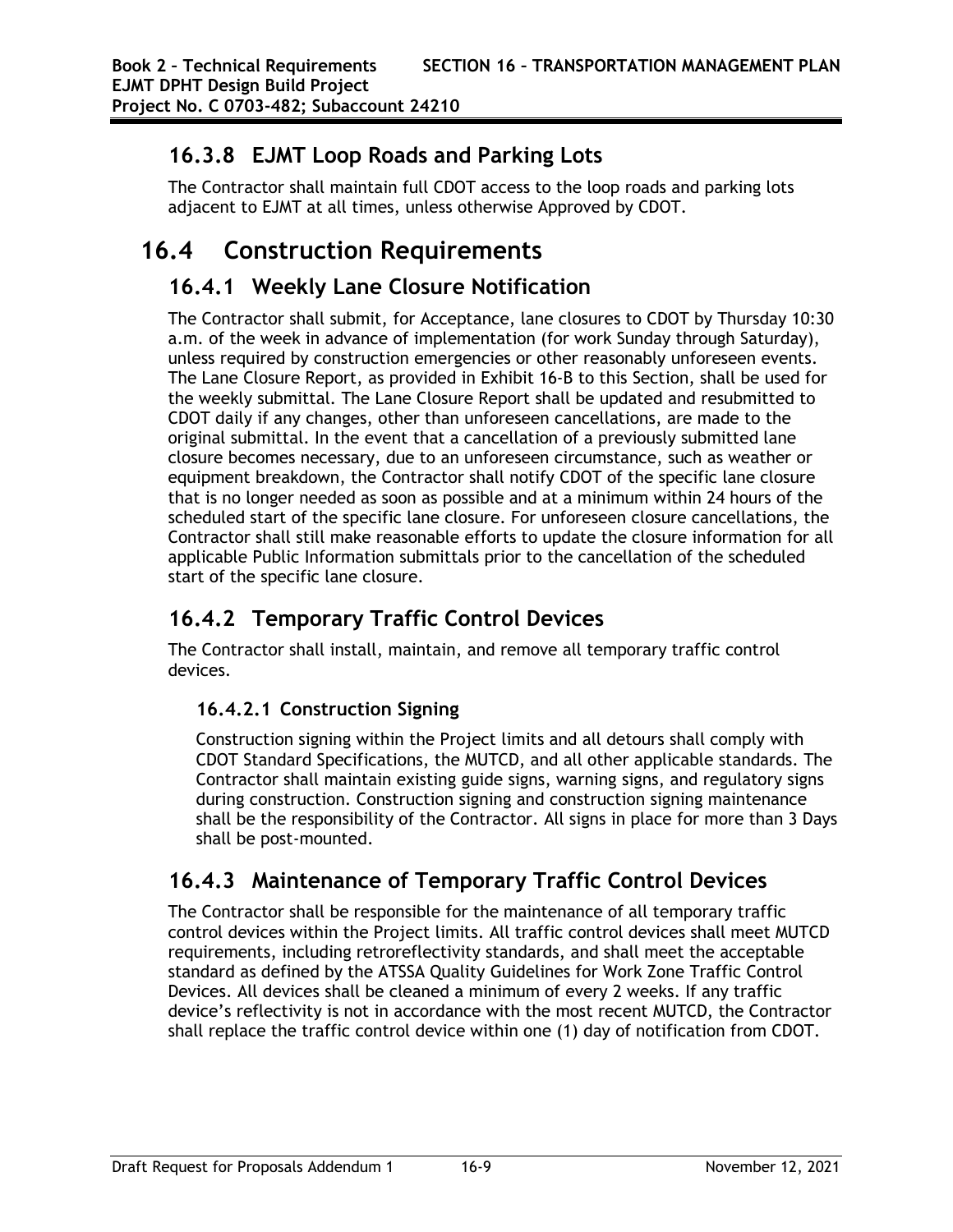### 16.3.8 EJMT Loop Roads and Parking Lots

The Contractor shall maintain full CDOT access to the loop roads and parking lots adjacent to EJMT at all times, unless otherwise Approved by CDOT.

## 16.4 Construction Requirements

### 16.4.1 Weekly Lane Closure Notification

The Contractor shall submit, for Acceptance, lane closures to CDOT by Thursday 10:30 a.m. of the week in advance of implementation (for work Sunday through Saturday), unless required by construction emergencies or other reasonably unforeseen events. The Lane Closure Report, as provided in Exhibit 16-B to this Section, shall be used for the weekly submittal. The Lane Closure Report shall be updated and resubmitted to CDOT daily if any changes, other than unforeseen cancellations, are made to the original submittal. In the event that a cancellation of a previously submitted lane closure becomes necessary, due to an unforeseen circumstance, such as weather or equipment breakdown, the Contractor shall notify CDOT of the specific lane closure that is no longer needed as soon as possible and at a minimum within 24 hours of the scheduled start of the specific lane closure. For unforeseen closure cancellations, the Contractor shall still make reasonable efforts to update the closure information for all applicable Public Information submittals prior to the cancellation of the scheduled start of the specific lane closure.

### 16.4.2 Temporary Traffic Control Devices

The Contractor shall install, maintain, and remove all temporary traffic control devices.

#### 16.4.2.1 Construction Signing

Construction signing within the Project limits and all detours shall comply with CDOT Standard Specifications, the MUTCD, and all other applicable standards. The Contractor shall maintain existing guide signs, warning signs, and regulatory signs during construction. Construction signing and construction signing maintenance shall be the responsibility of the Contractor. All signs in place for more than 3 Days shall be post-mounted.

### 16.4.3 Maintenance of Temporary Traffic Control Devices

The Contractor shall be responsible for the maintenance of all temporary traffic control devices within the Project limits. All traffic control devices shall meet MUTCD requirements, including retroreflectivity standards, and shall meet the acceptable standard as defined by the ATSSA Quality Guidelines for Work Zone Traffic Control Devices. All devices shall be cleaned a minimum of every 2 weeks. If any traffic device's reflectivity is not in accordance with the most recent MUTCD, the Contractor shall replace the traffic control device within one (1) day of notification from CDOT.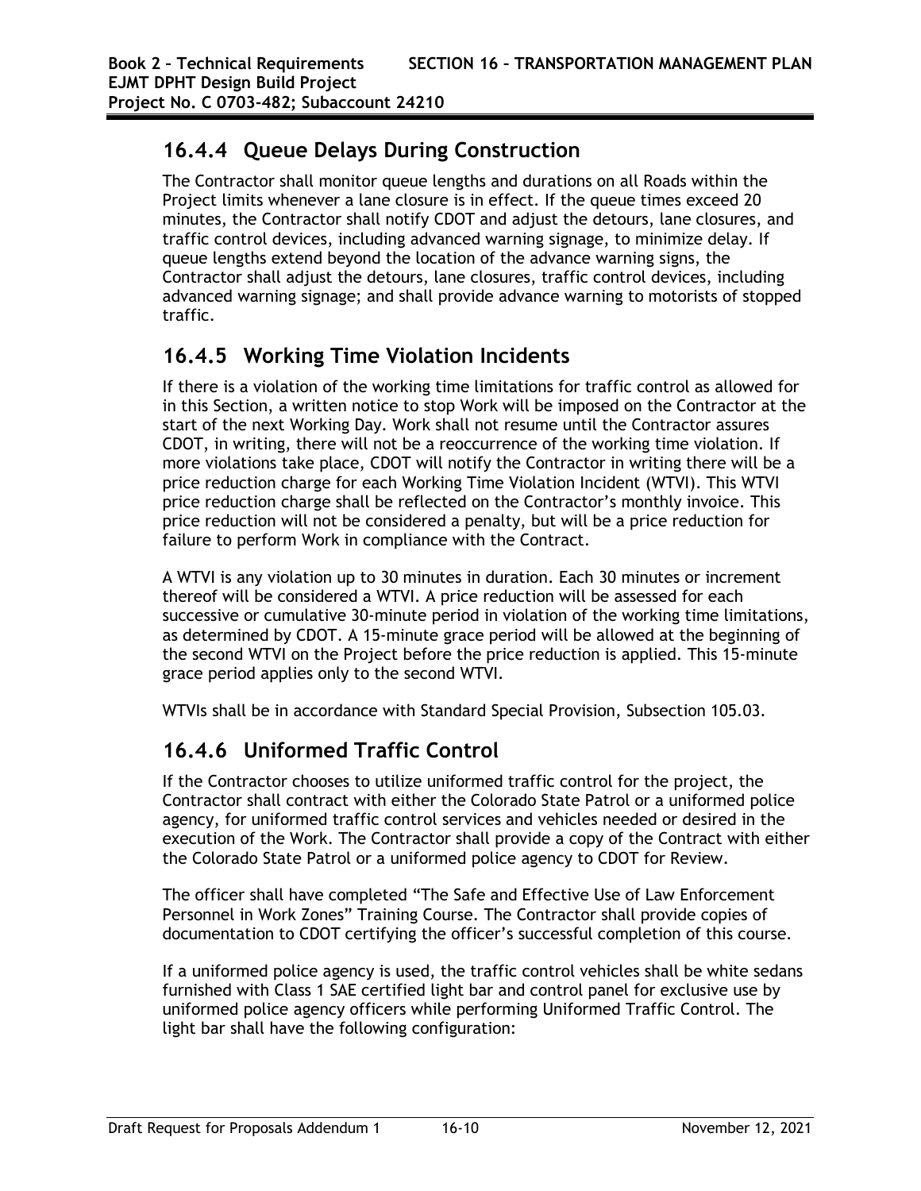## 16.4.4 Queue Delays During Construction

The Contractor shall monitor queue lengths and durations on all Roads within the Project limits whenever a lane closure is in effect. If the queue times exceed 20 minutes, the Contractor shall notify CDOT and adjust the detours, lane closures, and traffic control devices, including advanced warning signage, to minimize delay. If queue lengths extend beyond the location of the advance warning signs, the Contractor shall adjust the detours, lane closures, traffic control devices, including advanced warning signage; and shall provide advance warning to motorists of stopped traffic.

## 16.4.5 Working Time Violation Incidents

If there is a violation of the working time limitations for traffic control as allowed for in this Section, a written notice to stop Work will be imposed on the Contractor at the start of the next Working Day. Work shall not resume until the Contractor assures CDOT, in writing, there will not be a reoccurrence of the working time violation. If more violations take place, CDOT will notify the Contractor in writing there will be a price reduction charge for each Working Time Violation Incident (WTVI). This WTVI price reduction charge shall be reflected on the Contractor's monthly invoice. This price reduction will not be considered a penalty, but will be a price reduction for failure to perform Work in compliance with the Contract.

A WTVI is any violation up to 30 minutes in duration. Each 30 minutes or increment thereof will be considered a WTVI. A price reduction will be assessed for each successive or cumulative 30-minute period in violation of the working time limitations, as determined by CDOT. A 15-minute grace period will be allowed at the beginning of the second WTVI on the Project before the price reduction is applied. This 15-minute grace period applies only to the second WTVI.

WTVIs shall be in accordance with Standard Special Provision, Subsection 105.03.

## 16.4.6 Uniformed Traffic Control

If the Contractor chooses to utilize uniformed traffic control for the project, the Contractor shall contract with either the Colorado State Patrol or a uniformed police agency, for uniformed traffic control services and vehicles needed or desired in the execution of the Work. The Contractor shall provide a copy of the Contract with either the Colorado State Patrol or a uniformed police agency to CDOT for Review.

The officer shall have completed "The Safe and Effective Use of Law Enforcement Personnel in Work Zones" Training Course. The Contractor shall provide copies of documentation to CDOT certifying the officer's successful completion of this course.

If a uniformed police agency is used, the traffic control vehicles shall be white sedans furnished with Class 1 SAE certified light bar and control panel for exclusive use by uniformed police agency officers while performing Uniformed Traffic Control. The light bar shall have the following configuration: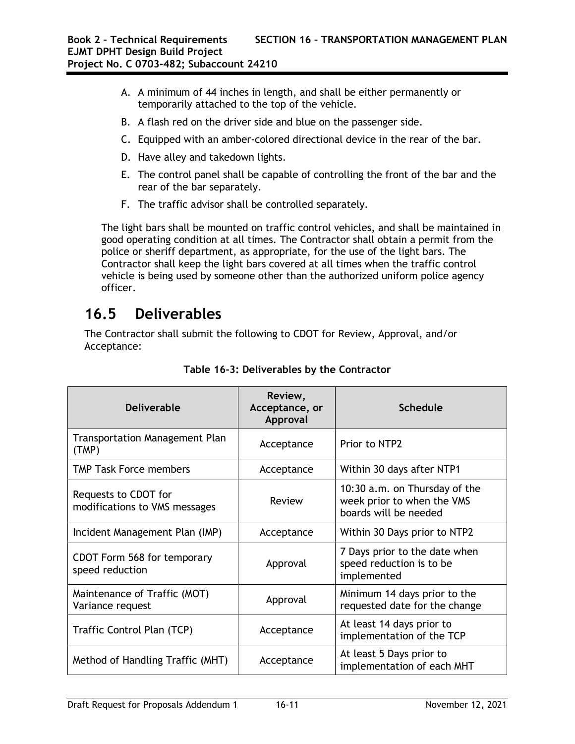A. A minimum of 44 inches in length, and shall be either permanently or temporarily attached to the top of the vehicle.
B. A flash red on the driver side and blue on the passenger side.
C. Equipped with an amber-colored directional device in the rear of the bar.
D. Have alley and takedown lights.
E. The control panel shall be capable of controlling the front of the bar and the rear of the bar separately.
F. The traffic advisor shall be controlled separately.

The light bars shall be mounted on traffic control vehicles, and shall be maintained in good operating condition at all times. The Contractor shall obtain a permit from the police or sheriff department, as appropriate, for the use of the light bars. The Contractor shall keep the light bars covered at all times when the traffic control vehicle is being used by someone other than the authorized uniform police agency officer.

## 16.5 Deliverables

The Contractor shall submit the following to CDOT for Review, Approval, and/or Acceptance:

**Table 16-3: Deliverables by the Contractor**

| Deliverable | Review, Acceptance, or Approval | Schedule |
|---|---|---|
| Transportation Management Plan (TMP) | Acceptance | Prior to NTP2 |
| TMP Task Force members | Acceptance | Within 30 days after NTP1 |
| Requests to CDOT for modifications to VMS messages | Review | 10:30 a.m. on Thursday of the week prior to when the VMS boards will be needed |
| Incident Management Plan (IMP) | Acceptance | Within 30 Days prior to NTP2 |
| CDOT Form 568 for temporary speed reduction | Approval | 7 Days prior to the date when speed reduction is to be implemented |
| Maintenance of Traffic (MOT) Variance request | Approval | Minimum 14 days prior to the requested date for the change |
| Traffic Control Plan (TCP) | Acceptance | At least 14 days prior to implementation of the TCP |
| Method of Handling Traffic (MHT) | Acceptance | At least 5 Days prior to implementation of each MHT |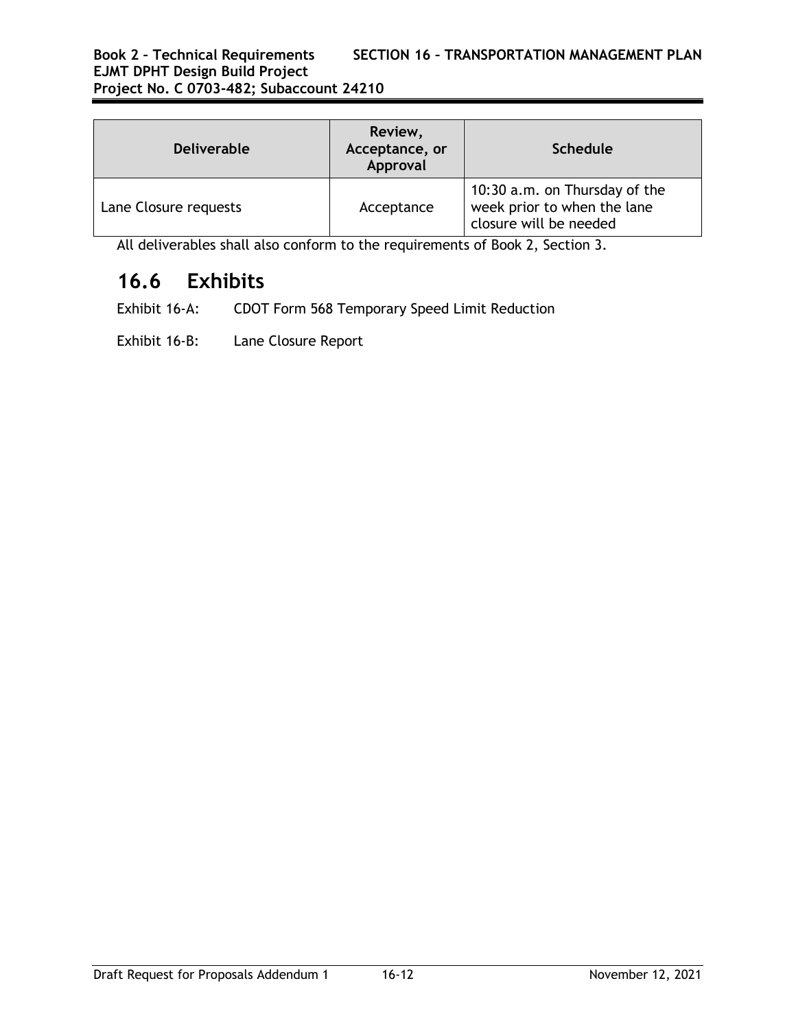| Deliverable | Review, Acceptance, or Approval | Schedule |
|---|---|---|
| Lane Closure requests | Acceptance | 10:30 a.m. on Thursday of the week prior to when the lane closure will be needed |

All deliverables shall also conform to the requirements of Book 2, Section 3.

## 16.6 Exhibits

Exhibit 16-A: CDOT Form 568 Temporary Speed Limit Reduction

Exhibit 16-B: Lane Closure Report